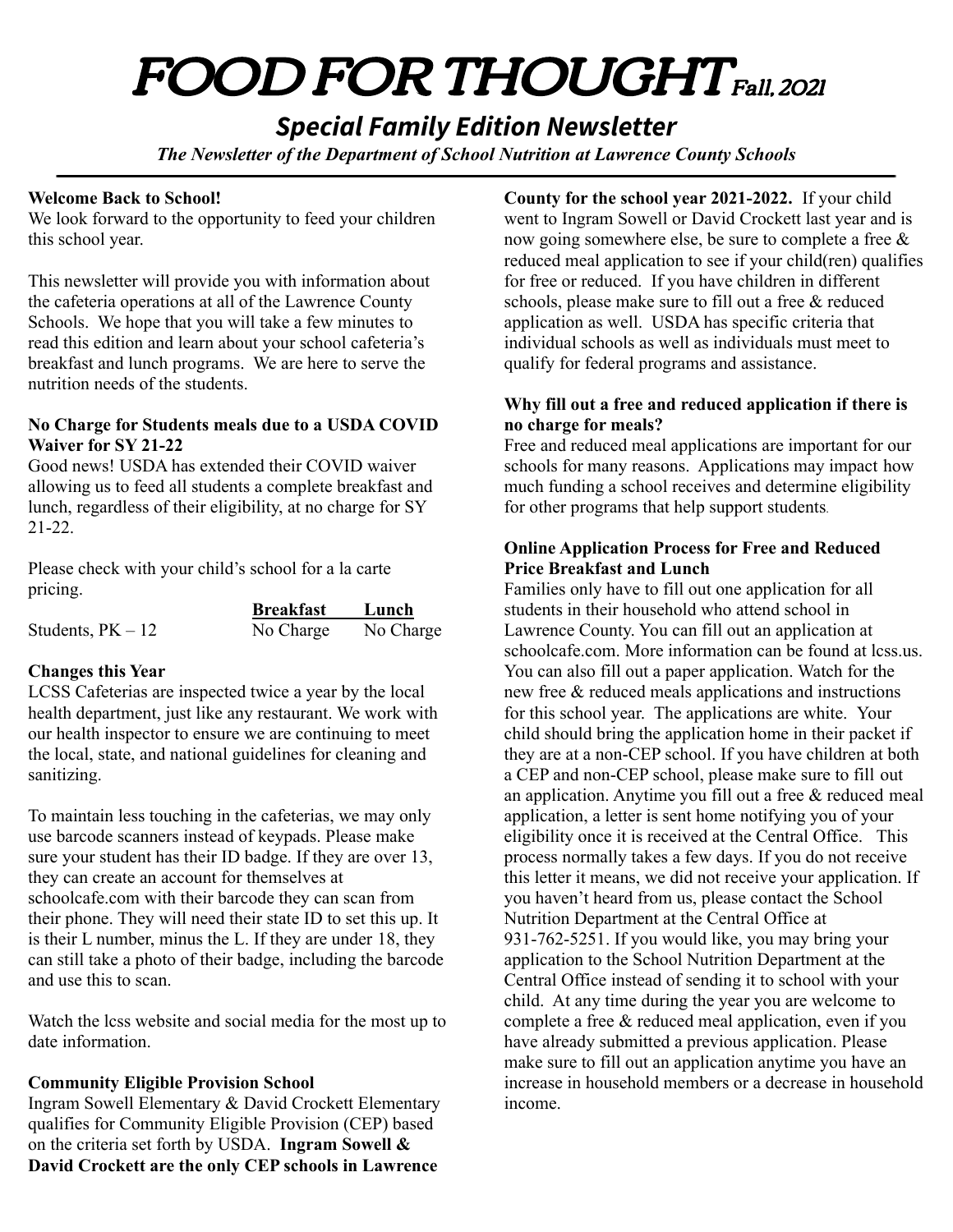# FOOD FOR THOUGHT Fall, 2021

## *Special Family Edition Newsletter*

***The Newsletter of the Department of School Nutrition at Lawrence County Schools***

**Welcome Back to School!**

We look forward to the opportunity to feed your children this school year.

This newsletter will provide you with information about the cafeteria operations at all of the Lawrence County Schools. We hope that you will take a few minutes to read this edition and learn about your school cafeteria's breakfast and lunch programs. We are here to serve the nutrition needs of the students.

**No Charge for Students meals due to a USDA COVID Waiver for SY 21-22**

Good news! USDA has extended their COVID waiver allowing us to feed all students a complete breakfast and lunch, regardless of their eligibility, at no charge for SY 21-22.

Please check with your child's school for a la carte pricing.

| | **Breakfast** | **Lunch** |
|---|---|---|
| Students, PK – 12 | No Charge | No Charge |

**Changes this Year**

LCSS Cafeterias are inspected twice a year by the local health department, just like any restaurant. We work with our health inspector to ensure we are continuing to meet the local, state, and national guidelines for cleaning and sanitizing.

To maintain less touching in the cafeterias, we may only use barcode scanners instead of keypads. Please make sure your student has their ID badge. If they are over 13, they can create an account for themselves at schoolcafe.com with their barcode they can scan from their phone. They will need their state ID to set this up. It is their L number, minus the L. If they are under 18, they can still take a photo of their badge, including the barcode and use this to scan.

Watch the lcss website and social media for the most up to date information.

**Community Eligible Provision School**

Ingram Sowell Elementary & David Crockett Elementary qualifies for Community Eligible Provision (CEP) based on the criteria set forth by USDA. **Ingram Sowell & David Crockett are the only CEP schools in Lawrence County for the school year 2021-2022.** If your child went to Ingram Sowell or David Crockett last year and is now going somewhere else, be sure to complete a free & reduced meal application to see if your child(ren) qualifies for free or reduced. If you have children in different schools, please make sure to fill out a free & reduced application as well. USDA has specific criteria that individual schools as well as individuals must meet to qualify for federal programs and assistance.

**Why fill out a free and reduced application if there is no charge for meals?**

Free and reduced meal applications are important for our schools for many reasons. Applications may impact how much funding a school receives and determine eligibility for other programs that help support students.

**Online Application Process for Free and Reduced Price Breakfast and Lunch**

Families only have to fill out one application for all students in their household who attend school in Lawrence County. You can fill out an application at schoolcafe.com. More information can be found at lcss.us. You can also fill out a paper application. Watch for the new free & reduced meals applications and instructions for this school year. The applications are white. Your child should bring the application home in their packet if they are at a non-CEP school. If you have children at both a CEP and non-CEP school, please make sure to fill out an application. Anytime you fill out a free & reduced meal application, a letter is sent home notifying you of your eligibility once it is received at the Central Office. This process normally takes a few days. If you do not receive this letter it means, we did not receive your application. If you haven't heard from us, please contact the School Nutrition Department at the Central Office at 931-762-5251. If you would like, you may bring your application to the School Nutrition Department at the Central Office instead of sending it to school with your child. At any time during the year you are welcome to complete a free & reduced meal application, even if you have already submitted a previous application. Please make sure to fill out an application anytime you have an increase in household members or a decrease in household income.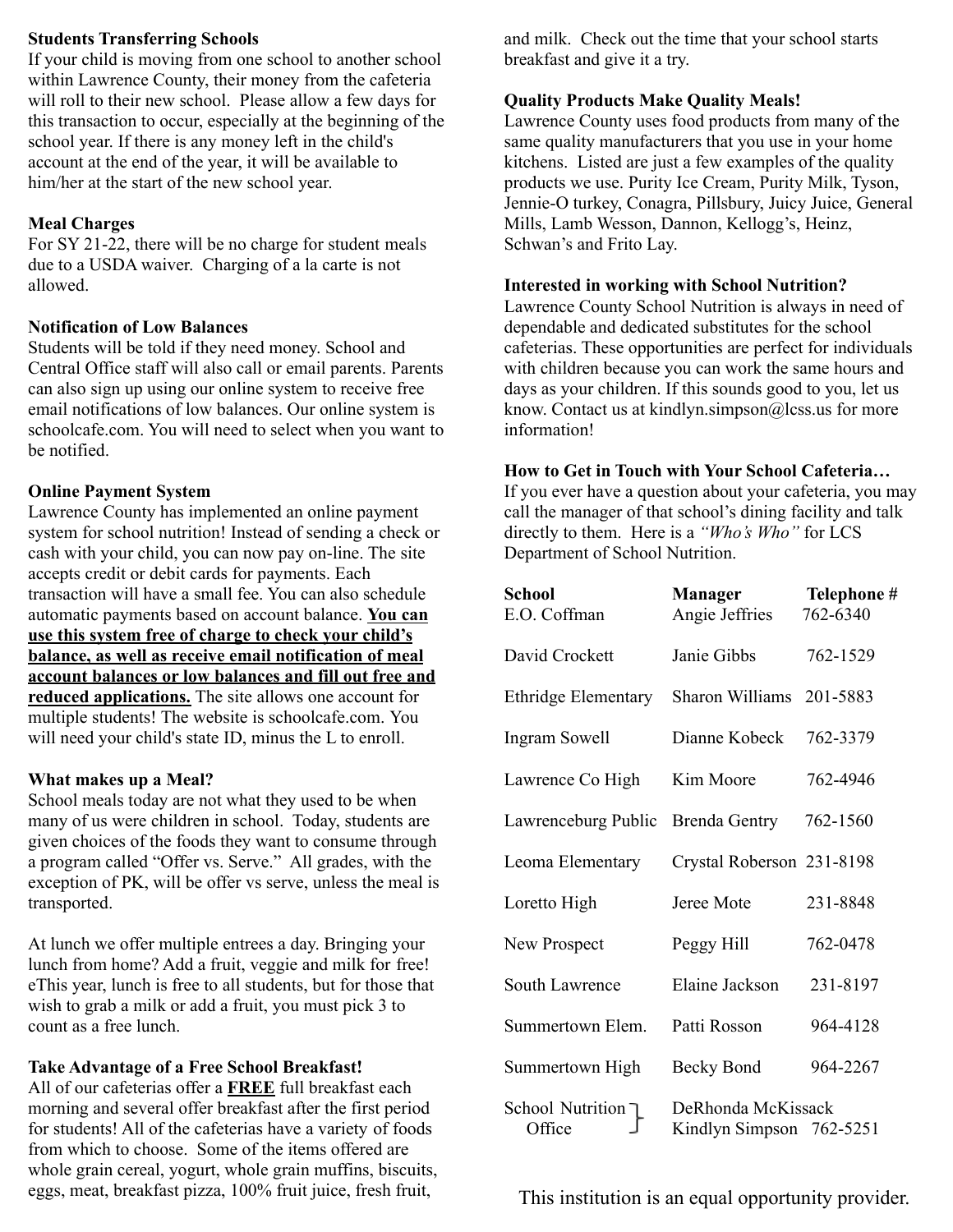**Students Transferring Schools**
If your child is moving from one school to another school within Lawrence County, their money from the cafeteria will roll to their new school. Please allow a few days for this transaction to occur, especially at the beginning of the school year. If there is any money left in the child's account at the end of the year, it will be available to him/her at the start of the new school year.

**Meal Charges**
For SY 21-22, there will be no charge for student meals due to a USDA waiver. Charging of a la carte is not allowed.

**Notification of Low Balances**
Students will be told if they need money. School and Central Office staff will also call or email parents. Parents can also sign up using our online system to receive free email notifications of low balances. Our online system is schoolcafe.com. You will need to select when you want to be notified.

**Online Payment System**
Lawrence County has implemented an online payment system for school nutrition! Instead of sending a check or cash with your child, you can now pay on-line. The site accepts credit or debit cards for payments. Each transaction will have a small fee. You can also schedule automatic payments based on account balance. **<u>You can use this system free of charge to check your child's balance, as well as receive email notification of meal account balances or low balances and fill out free and reduced applications.</u>** The site allows one account for multiple students! The website is schoolcafe.com. You will need your child's state ID, minus the L to enroll.

**What makes up a Meal?**
School meals today are not what they used to be when many of us were children in school. Today, students are given choices of the foods they want to consume through a program called "Offer vs. Serve." All grades, with the exception of PK, will be offer vs serve, unless the meal is transported.

At lunch we offer multiple entrees a day. Bringing your lunch from home? Add a fruit, veggie and milk for free! eThis year, lunch is free to all students, but for those that wish to grab a milk or add a fruit, you must pick 3 to count as a free lunch.

**Take Advantage of a Free School Breakfast!**
All of our cafeterias offer a **<u>FREE</u>** full breakfast each morning and several offer breakfast after the first period for students! All of the cafeterias have a variety of foods from which to choose. Some of the items offered are whole grain cereal, yogurt, whole grain muffins, biscuits, eggs, meat, breakfast pizza, 100% fruit juice, fresh fruit, and milk. Check out the time that your school starts breakfast and give it a try.

**Quality Products Make Quality Meals!**
Lawrence County uses food products from many of the same quality manufacturers that you use in your home kitchens. Listed are just a few examples of the quality products we use. Purity Ice Cream, Purity Milk, Tyson, Jennie-O turkey, Conagra, Pillsbury, Juicy Juice, General Mills, Lamb Wesson, Dannon, Kellogg's, Heinz, Schwan's and Frito Lay.

**Interested in working with School Nutrition?**
Lawrence County School Nutrition is always in need of dependable and dedicated substitutes for the school cafeterias. These opportunities are perfect for individuals with children because you can work the same hours and days as your children. If this sounds good to you, let us know. Contact us at kindlyn.simpson@lcss.us for more information!

**How to Get in Touch with Your School Cafeteria…**
If you ever have a question about your cafeteria, you may call the manager of that school's dining facility and talk directly to them. Here is a *"Who's Who"* for LCS Department of School Nutrition.

| School | Manager | Telephone # |
|---|---|---|
| E.O. Coffman | Angie Jeffries | 762-6340 |
| David Crockett | Janie Gibbs | 762-1529 |
| Ethridge Elementary | Sharon Williams | 201-5883 |
| Ingram Sowell | Dianne Kobeck | 762-3379 |
| Lawrence Co High | Kim Moore | 762-4946 |
| Lawrenceburg Public | Brenda Gentry | 762-1560 |
| Leoma Elementary | Crystal Roberson | 231-8198 |
| Loretto High | Jeree Mote | 231-8848 |
| New Prospect | Peggy Hill | 762-0478 |
| South Lawrence | Elaine Jackson | 231-8197 |
| Summertown Elem. | Patti Rosson | 964-4128 |
| Summertown High | Becky Bond | 964-2267 |
| School Nutrition Office | DeRhonda McKissack, Kindlyn Simpson | 762-5251 |

This institution is an equal opportunity provider.